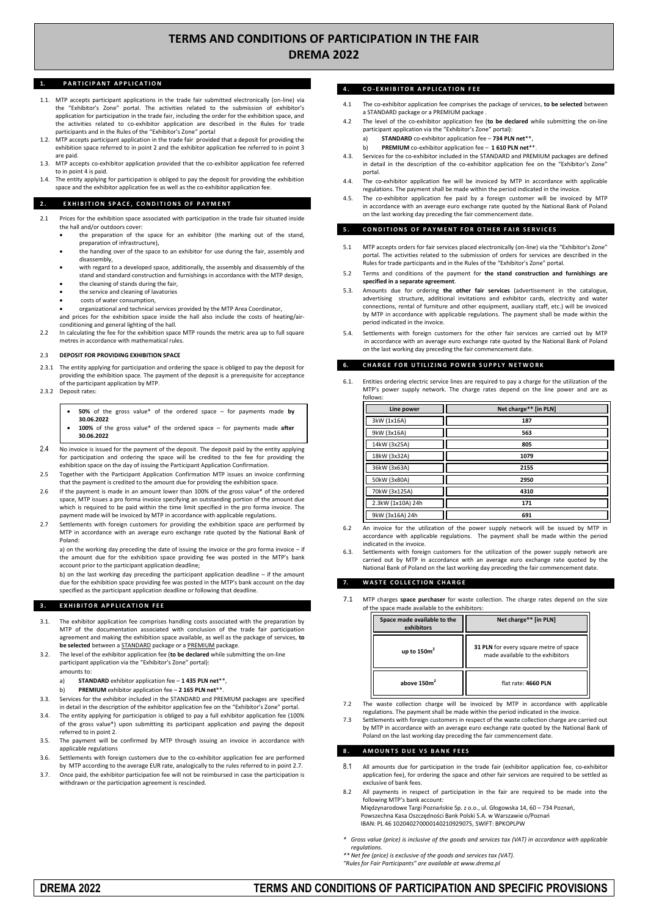# TERMS AND CONDITIONS OF PARTICIPATION IN THE FAIR DREMA 2022

## 1. PARTICIPANT APPLICATION

1.1. MTP accepts participant applications in the trade fair submitted electronically (on-line) via the "Exhibitor's Zone" portal. The activities related to the submission of exhibitor's application for participation in the trade fair, including the order for the exhibition space, and the activities related to co-exhibitor application are described in the Rules for trade participants and in the Rules of the "Exhibitor's Zone" portal

1.2. MTP accepts participant application in the trade fair provided that a deposit for providing the exhibition space referred to in point 2 and the exhibitor application fee referred to in point 3 are paid.

1.3. MTP accepts co-exhibitor application provided that the co-exhibitor application fee referred to in point 4 is paid.

1.4. The entity applying for participation is obliged to pay the deposit for providing the exhibition space and the exhibitor application fee as well as the co-exhibitor application fee.

## 2. EXHIBITION SPACE, CONDITIONS OF PAYMENT

2.1 Prices for the exhibition space associated with participation in the trade fair situated inside the hall and/or outdoors cover:

- the preparation of the space for an exhibitor (the marking out of the stand, preparation of infrastructure),
- the handing over of the space to an exhibitor for use during the fair, assembly and disassembly,
- with regard to a developed space, additionally, the assembly and disassembly of the stand and standard construction and furnishings in accordance with the MTP design,
- the cleaning of stands during the fair,
- the service and cleaning of lavatories
- costs of water consumption,
- organizational and technical services provided by the MTP Area Coordinator,

and prices for the exhibition space inside the hall also include the costs of heating/air-conditioning and general lighting of the hall.

2.2 In calculating the fee for the exhibition space MTP rounds the metric area up to full square metres in accordance with mathematical rules.

2.3 **DEPOSIT FOR PROVIDING EXHIBITION SPACE**

2.3.1 The entity applying for participation and ordering the space is obliged to pay the deposit for providing the exhibition space. The payment of the deposit is a prerequisite for acceptance of the participant application by MTP.

2.3.2 Deposit rates:

- **50%** of the gross value* of the ordered space – for payments made **by 30.06.2022**
- **100%** of the gross value* of the ordered space – for payments made **after 30.06.2022**

2.4 No invoice is issued for the payment of the deposit. The deposit paid by the entity applying for participation and ordering the space will be credited to the fee for providing the exhibition space on the day of issuing the Participant Application Confirmation.

2.5 Together with the Participant Application Confirmation MTP issues an invoice confirming that the payment is credited to the amount due for providing the exhibition space.

2.6 If the payment is made in an amount lower than 100% of the gross value* of the ordered space, MTP issues a pro forma invoice specifying an outstanding portion of the amount due which is required to be paid within the time limit specified in the pro forma invoice. The payment made will be invoiced by MTP in accordance with applicable regulations.

2.7 Settlements with foreign customers for providing the exhibition space are performed by MTP in accordance with an average euro exchange rate quoted by the National Bank of Poland:

a) on the working day preceding the date of issuing the invoice or the pro forma invoice – if the amount due for the exhibition space providing fee was posted in the MTP's bank account prior to the participant application deadline;

b) on the last working day preceding the participant application deadline – if the amount due for the exhibition space providing fee was posted in the MTP's bank account on the day specified as the participant application deadline or following that deadline.

## 3. EXHIBITOR APPLICATION FEE

3.1. The exhibitor application fee comprises handling costs associated with the preparation by MTP of the documentation associated with conclusion of the trade fair participation agreement and making the exhibition space available, as well as the package of services, **to be selected** between a STANDARD package or a PREMIUM package.

3.2. The level of the exhibitor application fee (**to be declared** while submitting the on-line participant application via the "Exhibitor's Zone" portal):

amounts to:

a) **STANDARD** exhibitor application fee – **1 435 PLN net****,

b) **PREMIUM** exhibitor application fee – **2 165 PLN net****.

3.3. Services for the exhibitor included in the STANDARD and PREMIUM packages are specified in detail in the description of the exhibitor application fee on the "Exhibitor's Zone" portal.

3.4. The entity applying for participation is obliged to pay a full exhibitor application fee (100% of the gross value*) upon submitting its participant application and paying the deposit referred to in point 2.

3.5. The payment will be confirmed by MTP through issuing an invoice in accordance with applicable regulations

3.6. Settlements with foreign customers due to the co-exhibitor application fee are performed by MTP according to the average EUR rate, analogically to the rules referred to in point 2.7.

3.7. Once paid, the exhibitor participation fee will not be reimbursed in case the participation is withdrawn or the participation agreement is rescinded.

## 4. CO-EXHIBITOR APPLICATION FEE

4.1 The co-exhibitor application fee comprises the package of services, **to be selected** between a STANDARD package or a PREMIUM package .

4.2 The level of the co-exhibitor application fee (**to be declared** while submitting the on-line participant application via the "Exhibitor's Zone" portal):

a) **STANDARD** co-exhibitor application fee – **734 PLN net****,

b) **PREMIUM** co-exhibitor application fee – **1 610 PLN net****.

4.3. Services for the co-exhibitor included in the STANDARD and PREMIUM packages are defined in detail in the description of the co-exhibitor application fee on the "Exhibitor's Zone" portal.

4.4. The co-exhibitor application fee will be invoiced by MTP in accordance with applicable regulations. The payment shall be made within the period indicated in the invoice.

4.5. The co-exhibitor application fee paid by a foreign customer will be invoiced by MTP in accordance with an average euro exchange rate quoted by the National Bank of Poland on the last working day preceding the fair commencement date.

## 5. CONDITIONS OF PAYMENT FOR OTHER FAIR SERVICES

5.1 MTP accepts orders for fair services placed electronically (on-line) via the "Exhibitor's Zone" portal. The activities related to the submission of orders for services are described in the Rules for trade participants and in the Rules of the "Exhibitor's Zone" portal.

5.2 Terms and conditions of the payment for **the stand construction and furnishings are specified in a separate agreement**.

5.3. Amounts due for ordering **the other fair services** (advertisement in the catalogue, advertising structure, additional invitations and exhibitor cards, electricity and water connections, rental of furniture and other equipment, auxiliary staff, etc.) will be invoiced by MTP in accordance with applicable regulations. The payment shall be made within the period indicated in the invoice.

5.4. Settlements with foreign customers for the other fair services are carried out by MTP in accordance with an average euro exchange rate quoted by the National Bank of Poland on the last working day preceding the fair commencement date.

## 6. CHARGE FOR UTILIZING POWER SUPPLY NETWORK

6.1. Entities ordering electric service lines are required to pay a charge for the utilization of the MTP's power supply network. The charge rates depend on the line power and are as follows:

| Line power | Net charge** [in PLN] |
|---|---|
| 3kW (1x16A) | 187 |
| 9kW (3x16A) | 563 |
| 14kW (3x25A) | 805 |
| 18kW (3x32A) | 1079 |
| 36kW (3x63A) | 2155 |
| 50kW (3x80A) | 2950 |
| 70kW (3x125A) | 4310 |
| 2.3kW (1x10A) 24h | 171 |
| 9kW (3x16A) 24h | 691 |

6.2 An invoice for the utilization of the power supply network will be issued by MTP in accordance with applicable regulations. The payment shall be made within the period indicated in the invoice.

6.3. Settlements with foreign customers for the utilization of the power supply network are carried out by MTP in accordance with an average euro exchange rate quoted by the National Bank of Poland on the last working day preceding the fair commencement date.

## 7. WASTE COLLECTION CHARGE

7.1 MTP charges **space purchaser** for waste collection. The charge rates depend on the size of the space made available to the exhibitors:

| Space made available to the exhibitors | Net charge** [in PLN] |
|---|---|
| up to 150m² | **31 PLN** for every square metre of space made available to the exhibitors |
| above 150m² | flat rate: **4660 PLN** |

7.2 The waste collection charge will be invoiced by MTP in accordance with applicable regulations. The payment shall be made within the period indicated in the invoice.

7.3 Settlements with foreign customers in respect of the waste collection charge are carried out by MTP in accordance with an average euro exchange rate quoted by the National Bank of Poland on the last working day preceding the fair commencement date.

## 8. AMOUNTS DUE VS BANK FEES

8.1 All amounts due for participation in the trade fair (exhibitor application fee, co-exhibitor application fee), for ordering the space and other fair services are required to be settled as exclusive of bank fees.

8.2 All payments in respect of participation in the fair are required to be made into the following MTP's bank account:

Międzynarodowe Targi Poznańskie Sp. z o.o., ul. Głogowska 14, 60 – 734 Poznań,
Powszechna Kasa Oszczędności Bank Polski S.A. w Warszawie o/Poznań
IBAN: PL 46 1020402700001402109290​75, SWIFT: BPKOPLPW

*\* Gross value (price) is inclusive of the goods and services tax (VAT) in accordance with applicable regulations.*

*\*\* Net fee (price) is exclusive of the goods and services tax (VAT).*

*"Rules for Fair Participants" are available at www.drema.pl*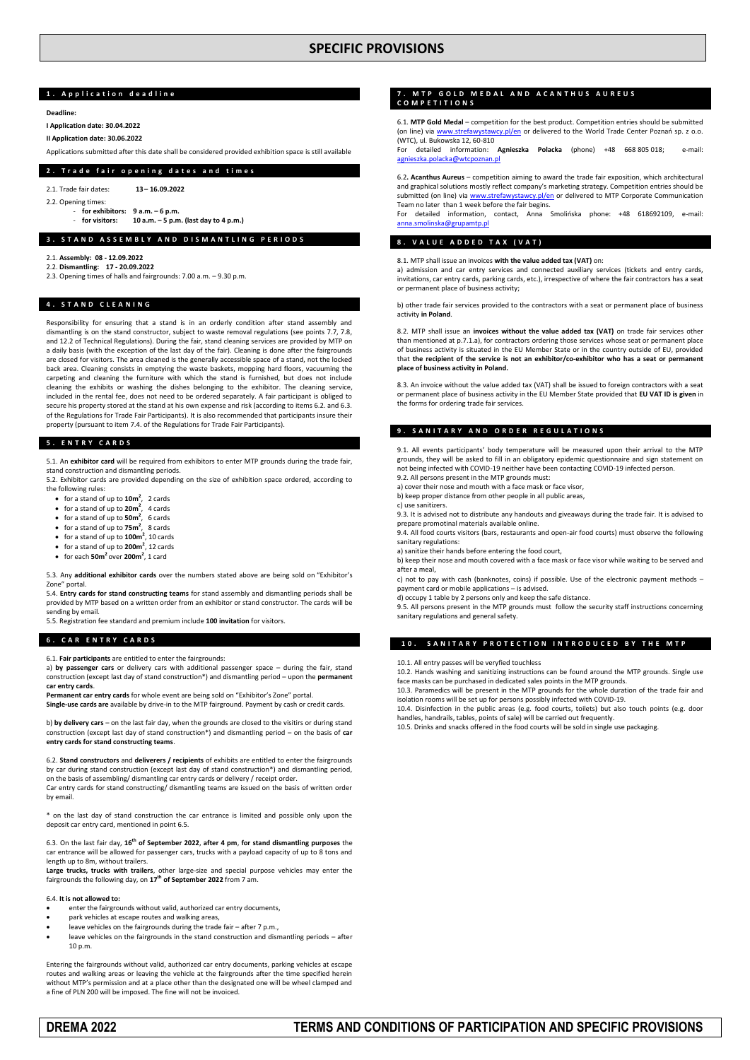# SPECIFIC PROVISIONS

## 1. Application deadline

**Deadline:**

**I Application date: 30.04.2022**

**II Application date: 30.06.2022**

Applications submitted after this date shall be considered provided exhibition space is still available

## 2. Trade fair opening dates and times

2.1. Trade fair dates: **13 – 16.09.2022**

2.2. Opening times:

- **for exhibitors: 9 a.m. – 6 p.m.**
- **for visitors: 10 a.m. – 5 p.m. (last day to 4 p.m.)**

## 3. Stand assembly and dismantling periods

2.1. **Assembly: 08 - 12.09.2022**

2.2. **Dismantling: 17 - 20.09.2022**

2.3. Opening times of halls and fairgrounds: 7.00 a.m. – 9.30 p.m.

## 4. Stand cleaning

Responsibility for ensuring that a stand is in an orderly condition after stand assembly and dismantling is on the stand constructor, subject to waste removal regulations (see points 7.7, 7.8, and 12.2 of Technical Regulations). During the fair, stand cleaning services are provided by MTP on a daily basis (with the exception of the last day of the fair). Cleaning is done after the fairgrounds are closed for visitors. The area cleaned is the generally accessible space of a stand, not the locked back area. Cleaning consists in emptying the waste baskets, mopping hard floors, vacuuming the carpeting and cleaning the furniture with which the stand is furnished, but does not include cleaning the exhibits or washing the dishes belonging to the exhibitor. The cleaning service, included in the rental fee, does not need to be ordered separately. A fair participant is obliged to secure his property stored at the stand at his own expense and risk (according to items 6.2. and 6.3. of the Regulations for Trade Fair Participants). It is also recommended that participants insure their property (pursuant to item 7.4. of the Regulations for Trade Fair Participants).

## 5. Entry cards

5.1. An **exhibitor card** will be required from exhibitors to enter MTP grounds during the trade fair, stand construction and dismantling periods.

5.2. Exhibitor cards are provided depending on the size of exhibition space ordered, according to the following rules:

- for a stand of up to **10m²**, 2 cards
- for a stand of up to **20m²**, 4 cards
- for a stand of up to **50m²**, 6 cards
- for a stand of up to **75m²**, 8 cards
- for a stand of up to **100m²**, 10 cards
- for a stand of up to **200m²**, 12 cards
- for each **50m²** over **200m²**, 1 card

5.3. Any **additional exhibitor cards** over the numbers stated above are being sold on "Exhibitor's Zone" portal.

5.4. **Entry cards for stand constructing teams** for stand assembly and dismantling periods shall be provided by MTP based on a written order from an exhibitor or stand constructor. The cards will be sending by email.

5.5. Registration fee standard and premium include **100 invitation** for visitors.

## 6. Car entry cards

6.1. **Fair participants** are entitled to enter the fairgrounds:

a) **by passenger cars** or delivery cars with additional passenger space – during the fair, stand construction (except last day of stand construction*) and dismantling period – upon the **permanent car entry cards**.

**Permanent car entry cards** for whole event are being sold on "Exhibitor's Zone" portal.

**Single-use cards are** available by drive-in to the MTP fairground. Payment by cash or credit cards.

b) **by delivery cars** – on the last fair day, when the grounds are closed to the visitirs or during stand construction (except last day of stand construction*) and dismantling period – on the basis of **car entry cards for stand constructing teams**.

6.2. **Stand constructors** and **deliverers / recipients** of exhibits are entitled to enter the fairgrounds by car during stand construction (except last day of stand construction*) and dismantling period, on the basis of assembling/ dismantling car entry cards or delivery / receipt order.

Car entry cards for stand constructing/ dismantling teams are issued on the basis of written order by email.

\* on the last day of stand construction the car entrance is limited and possible only upon the deposit car entry card, mentioned in point 6.5.

6.3. On the last fair day, **16th of September 2022**, **after 4 pm**, **for stand dismantling purposes** the car entrance will be allowed for passenger cars, trucks with a payload capacity of up to 8 tons and length up to 8m, without trailers.

**Large trucks, trucks with trailers**, other large-size and special purpose vehicles may enter the fairgrounds the following day, on **17th of September 2022** from 7 am.

6.4. **It is not allowed to:**

- enter the fairgrounds without valid, authorized car entry documents,
- park vehicles at escape routes and walking areas,
- leave vehicles on the fairgrounds during the trade fair – after 7 p.m.,
- leave vehicles on the fairgrounds in the stand construction and dismantling periods – after 10 p.m.

Entering the fairgrounds without valid, authorized car entry documents, parking vehicles at escape routes and walking areas or leaving the vehicle at the fairgrounds after the time specified herein without MTP's permission and at a place other than the designated one will be wheel clamped and a fine of PLN 200 will be imposed. The fine will not be invoiced.

## 7. MTP Gold Medal and Acanthus Aureus competitions

6.1. **MTP Gold Medal** – competition for the best product. Competition entries should be submitted (on line) via www.strefawystawcy.pl/en or delivered to the World Trade Center Poznań sp. z o.o. (WTC), ul. Bukowska 12, 60-810

For detailed information: **Agnieszka Polacka** (phone) +48 668 805 018; e-mail: agnieszka.polacka@wtcpoznan.pl

6.2. **Acanthus Aureus** – competition aiming to award the trade fair exposition, which architectural and graphical solutions mostly reflect company's marketing strategy. Competition entries should be submitted (on line) via www.strefawystawcy.pl/en or delivered to MTP Corporate Communication Team no later than 1 week before the fair begins.

For detailed information, contact, Anna Smolińska phone: +48 618692109, e-mail: anna.smolinska@grupamtp.pl

## 8. Value added tax (VAT)

8.1. MTP shall issue an invoices **with the value added tax (VAT)** on:

a) admission and car entry services and connected auxiliary services (tickets and entry cards, invitations, car entry cards, parking cards, etc.), irrespective of where the fair contractors has a seat or permanent place of business activity;

b) other trade fair services provided to the contractors with a seat or permanent place of business activity **in Poland**.

8.2. MTP shall issue an **invoices without the value added tax (VAT)** on trade fair services other than mentioned at p.7.1.a), for contractors ordering those services whose seat or permanent place of business activity is situated in the EU Member State or in the country outside of EU, provided that **the recipient of the service is not an exhibitor/co-exhibitor who has a seat or permanent place of business activity in Poland.**

8.3. An invoice without the value added tax (VAT) shall be issued to foreign contractors with a seat or permanent place of business activity in the EU Member State provided that **EU VAT ID is given** in the forms for ordering trade fair services.

## 9. Sanitary and order regulations

9.1. All events participants' body temperature will be measured upon their arrival to the MTP grounds, they will be asked to fill in an obligatory epidemic questionnaire and sign statement on not being infected with COVID-19 neither have been contacting COVID-19 infected person.

9.2. All persons present in the MTP grounds must:

a) cover their nose and mouth with a face mask or face visor,

b) keep proper distance from other people in all public areas,

c) use sanitizers.

9.3. It is advised not to distribute any handouts and giveaways during the trade fair. It is advised to prepare promotinal materials available online.

9.4. All food courts visitors (bars, restaurants and open-air food courts) must observe the following sanitary regulations:

a) sanitize their hands before entering the food court,

b) keep their nose and mouth covered with a face mask or face visor while waiting to be served and after a meal,

c) not to pay with cash (banknotes, coins) if possible. Use of the electronic payment methods – payment card or mobile applications – is advised.

d) occupy 1 table by 2 persons only and keep the safe distance.

9.5. All persons present in the MTP grounds must follow the security staff instructions concerning sanitary regulations and general safety.

## 10. Sanitary protection introduced by the MTP

10.1. All entry passes will be veryfied touchless

10.2. Hands washing and sanitizing instructions can be found around the MTP grounds. Single use face masks can be purchased in dedicated sales points in the MTP grounds.

10.3. Paramedics will be present in the MTP grounds for the whole duration of the trade fair and isolation rooms will be set up for persons possibly infected with COVID-19.

10.4. Disinfection in the public areas (e.g. food courts, toilets) but also touch points (e.g. door handles, handrails, tables, points of sale) will be carried out frequently.

10.5. Drinks and snacks offered in the food courts will be sold in single use packaging.